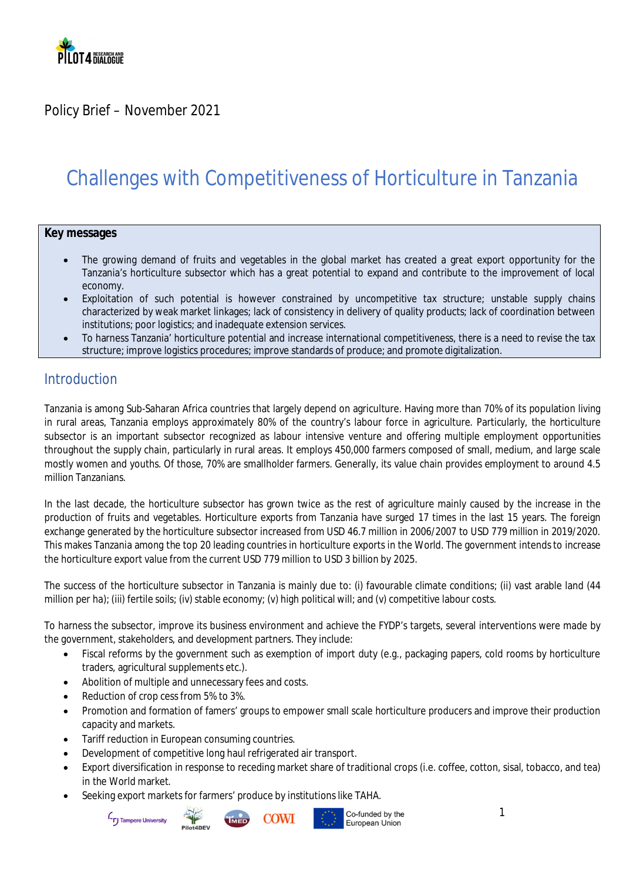Policy Brief – November 2021

# Challenges with Competitiveness of Horticulture in Tanzania

**Key messages**

- The growing demand of fruits and vegetables in the global market has created a great export opportunity for the Tanzania's horticulture subsector which has a great potential to expand and contribute to the improvement of local economy.
- Exploitation of such potential is however constrained by uncompetitive tax structure; unstable supply chains characterized by weak market linkages; lack of consistency in delivery of quality products; lack of coordination between institutions; poor logistics; and inadequate extension services.
- To harness Tanzania' horticulture potential and increase international competitiveness, there is a need to revise the tax structure; improve logistics procedures; improve standards of produce; and promote digitalization.

## Introduction

Tanzania is among Sub-Saharan Africa countries that largely depend on agriculture. Having more than 70% of its population living in rural areas, Tanzania employs approximately 80% of the country's labour force in agriculture. Particularly, the horticulture subsector is an important subsector recognized as labour intensive venture and offering multiple employment opportunities throughout the supply chain, particularly in rural areas. It employs 450,000 farmers composed of small, medium, and large scale mostly women and youths. Of those, 70% are smallholder farmers. Generally, its value chain provides employment to around 4.5 million Tanzanians.

In the last decade, the horticulture subsector has grown twice as the rest of agriculture mainly caused by the increase in the production of fruits and vegetables. Horticulture exports from Tanzania have surged 17 times in the last 15 years. The foreign exchange generated by the horticulture subsector increased from USD 46.7 million in 2006/2007 to USD 779 million in 2019/2020. This makes Tanzania among the top 20 leading countries in horticulture exports in the World. The government intends to increase the horticulture export value from the current USD 779 million to USD 3 billion by 2025.

The success of the horticulture subsector in Tanzania is mainly due to: (i) favourable climate conditions; (ii) vast arable land (44 million per ha); (iii) fertile soils; (iv) stable economy; (v) high political will; and (v) competitive labour costs.

To harness the subsector, improve its business environment and achieve the FYDP's targets, several interventions were made by the government, stakeholders, and development partners. They include:

- Fiscal reforms by the government such as exemption of import duty (e.g., packaging papers, cold rooms by horticulture traders, agricultural supplements etc.).
- Abolition of multiple and unnecessary fees and costs.
- Reduction of crop cess from 5% to 3%.
- Promotion and formation of famers' groups to empower small scale horticulture producers and improve their production capacity and markets.
- Tariff reduction in European consuming countries.
- Development of competitive long haul refrigerated air transport.
- Export diversification in response to receding market share of traditional crops (i.e. coffee, cotton, sisal, tobacco, and tea) in the World market.
- Seeking export markets for farmers' produce by institutions like TAHA.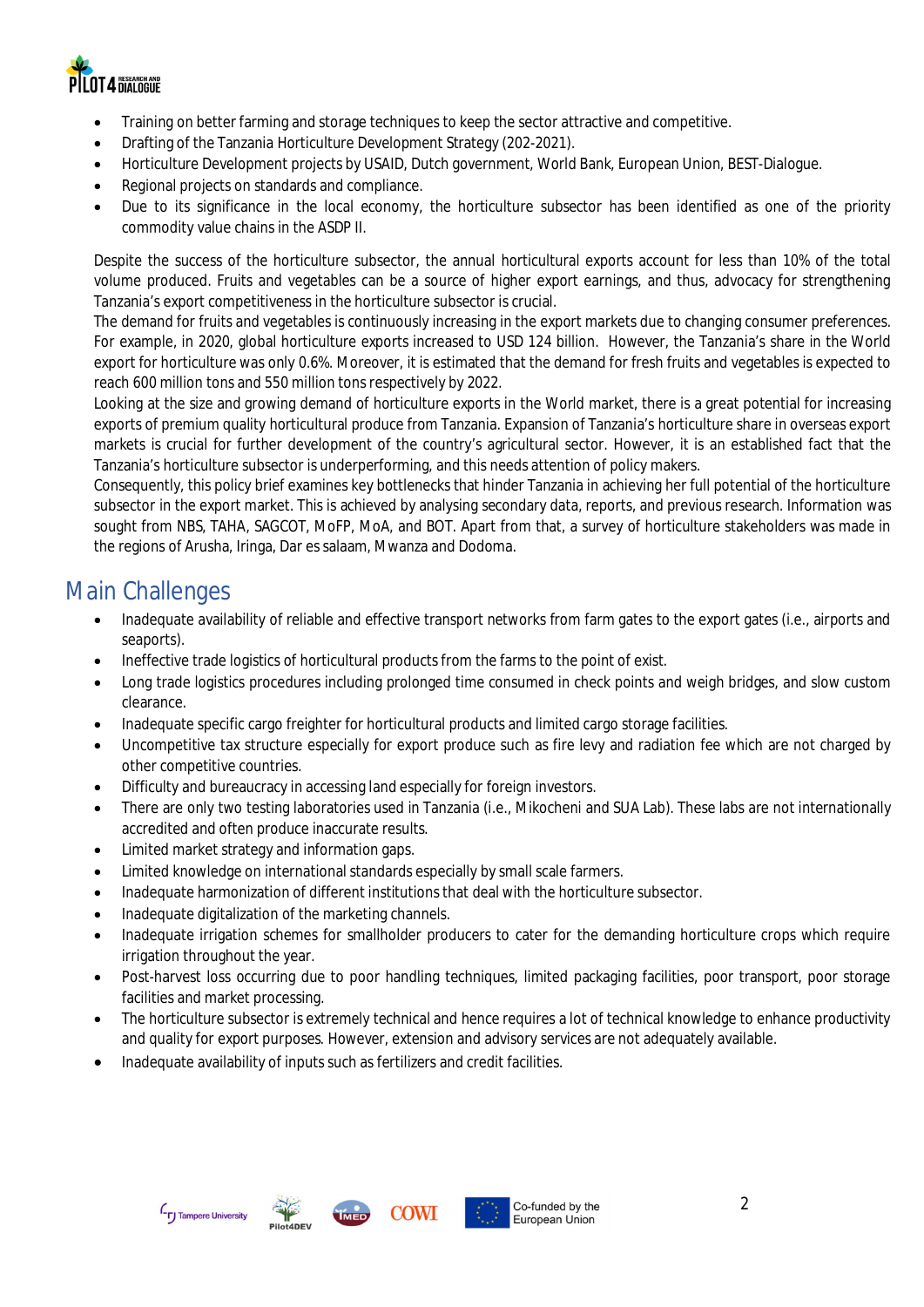- Training on better farming and storage techniques to keep the sector attractive and competitive.
- Drafting of the Tanzania Horticulture Development Strategy (202-2021).
- Horticulture Development projects by USAID, Dutch government, World Bank, European Union, BEST-Dialogue.
- Regional projects on standards and compliance.
- Due to its significance in the local economy, the horticulture subsector has been identified as one of the priority commodity value chains in the ASDP II.

Despite the success of the horticulture subsector, the annual horticultural exports account for less than 10% of the total volume produced. Fruits and vegetables can be a source of higher export earnings, and thus, advocacy for strengthening Tanzania's export competitiveness in the horticulture subsector is crucial.

The demand for fruits and vegetables is continuously increasing in the export markets due to changing consumer preferences. For example, in 2020, global horticulture exports increased to USD 124 billion. However, the Tanzania's share in the World export for horticulture was only 0.6%. Moreover, it is estimated that the demand for fresh fruits and vegetables is expected to reach 600 million tons and 550 million tons respectively by 2022.

Looking at the size and growing demand of horticulture exports in the World market, there is a great potential for increasing exports of premium quality horticultural produce from Tanzania. Expansion of Tanzania's horticulture share in overseas export markets is crucial for further development of the country's agricultural sector. However, it is an established fact that the Tanzania's horticulture subsector is underperforming, and this needs attention of policy makers.

Consequently, this policy brief examines key bottlenecks that hinder Tanzania in achieving her full potential of the horticulture subsector in the export market. This is achieved by analysing secondary data, reports, and previous research. Information was sought from NBS, TAHA, SAGCOT, MoFP, MoA, and BOT. Apart from that, a survey of horticulture stakeholders was made in the regions of Arusha, Iringa, Dar es salaam, Mwanza and Dodoma.

## Main Challenges

- Inadequate availability of reliable and effective transport networks from farm gates to the export gates (i.e., airports and seaports).
- Ineffective trade logistics of horticultural products from the farms to the point of exist.
- Long trade logistics procedures including prolonged time consumed in check points and weigh bridges, and slow custom clearance.
- Inadequate specific cargo freighter for horticultural products and limited cargo storage facilities.
- Uncompetitive tax structure especially for export produce such as fire levy and radiation fee which are not charged by other competitive countries.
- Difficulty and bureaucracy in accessing land especially for foreign investors.
- There are only two testing laboratories used in Tanzania (i.e., Mikocheni and SUA Lab). These labs are not internationally accredited and often produce inaccurate results.
- Limited market strategy and information gaps.
- Limited knowledge on international standards especially by small scale farmers.
- Inadequate harmonization of different institutions that deal with the horticulture subsector.
- Inadequate digitalization of the marketing channels.
- Inadequate irrigation schemes for smallholder producers to cater for the demanding horticulture crops which require irrigation throughout the year.
- Post-harvest loss occurring due to poor handling techniques, limited packaging facilities, poor transport, poor storage facilities and market processing.
- The horticulture subsector is extremely technical and hence requires a lot of technical knowledge to enhance productivity and quality for export purposes. However, extension and advisory services are not adequately available.
- Inadequate availability of inputs such as fertilizers and credit facilities.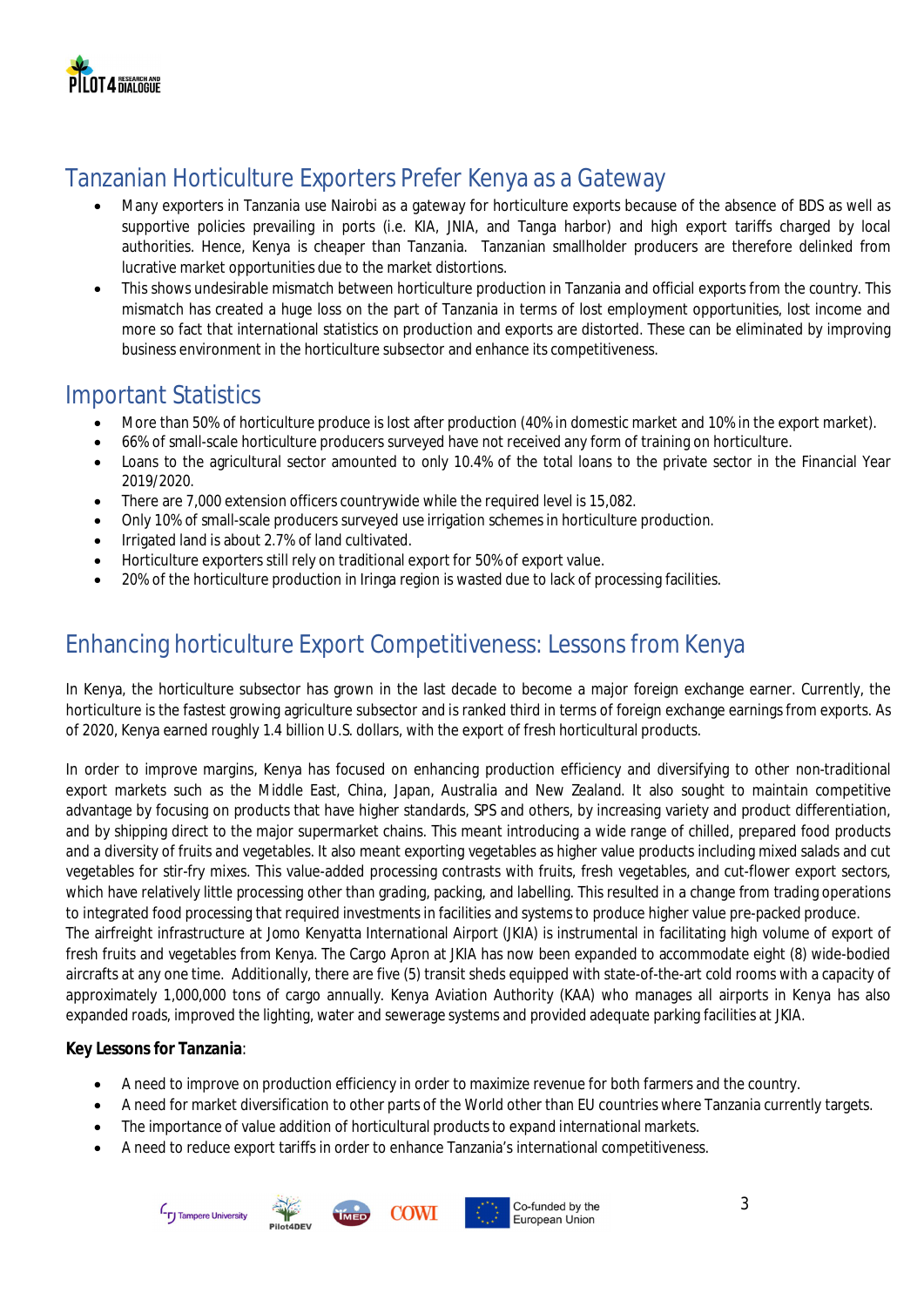## Tanzanian Horticulture Exporters Prefer Kenya as a Gateway

- Many exporters in Tanzania use Nairobi as a gateway for horticulture exports because of the absence of BDS as well as supportive policies prevailing in ports (i.e. KIA, JNIA, and Tanga harbor) and high export tariffs charged by local authorities. Hence, Kenya is cheaper than Tanzania. Tanzanian smallholder producers are therefore delinked from lucrative market opportunities due to the market distortions.
- This shows undesirable mismatch between horticulture production in Tanzania and official exports from the country. This mismatch has created a huge loss on the part of Tanzania in terms of lost employment opportunities, lost income and more so fact that international statistics on production and exports are distorted. These can be eliminated by improving business environment in the horticulture subsector and enhance its competitiveness.

## Important Statistics

- More than 50% of horticulture produce is lost after production (40% in domestic market and 10% in the export market).
- 66% of small-scale horticulture producers surveyed have not received any form of training on horticulture.
- Loans to the agricultural sector amounted to only 10.4% of the total loans to the private sector in the Financial Year 2019/2020.
- There are 7,000 extension officers countrywide while the required level is 15,082.
- Only 10% of small-scale producers surveyed use irrigation schemes in horticulture production.
- Irrigated land is about 2.7% of land cultivated.
- Horticulture exporters still rely on traditional export for 50% of export value.
- 20% of the horticulture production in Iringa region is wasted due to lack of processing facilities.

## Enhancing horticulture Export Competitiveness: Lessons from Kenya

In Kenya, the horticulture subsector has grown in the last decade to become a major foreign exchange earner. Currently, the horticulture is the fastest growing agriculture subsector and is ranked third in terms of foreign exchange earnings from exports. As of 2020, Kenya earned roughly 1.4 billion U.S. dollars, with the export of fresh horticultural products.

In order to improve margins, Kenya has focused on enhancing production efficiency and diversifying to other non-traditional export markets such as the Middle East, China, Japan, Australia and New Zealand. It also sought to maintain competitive advantage by focusing on products that have higher standards, SPS and others, by increasing variety and product differentiation, and by shipping direct to the major supermarket chains. This meant introducing a wide range of chilled, prepared food products and a diversity of fruits and vegetables. It also meant exporting vegetables as higher value products including mixed salads and cut vegetables for stir-fry mixes. This value-added processing contrasts with fruits, fresh vegetables, and cut-flower export sectors, which have relatively little processing other than grading, packing, and labelling. This resulted in a change from trading operations to integrated food processing that required investments in facilities and systems to produce higher value pre-packed produce.
The airfreight infrastructure at Jomo Kenyatta International Airport (JKIA) is instrumental in facilitating high volume of export of fresh fruits and vegetables from Kenya. The Cargo Apron at JKIA has now been expanded to accommodate eight (8) wide-bodied aircrafts at any one time. Additionally, there are five (5) transit sheds equipped with state-of-the-art cold rooms with a capacity of approximately 1,000,000 tons of cargo annually. Kenya Aviation Authority (KAA) who manages all airports in Kenya has also expanded roads, improved the lighting, water and sewerage systems and provided adequate parking facilities at JKIA.

**Key Lessons for Tanzania**:

- A need to improve on production efficiency in order to maximize revenue for both farmers and the country.
- A need for market diversification to other parts of the World other than EU countries where Tanzania currently targets.
- The importance of value addition of horticultural products to expand international markets.
- A need to reduce export tariffs in order to enhance Tanzania's international competitiveness.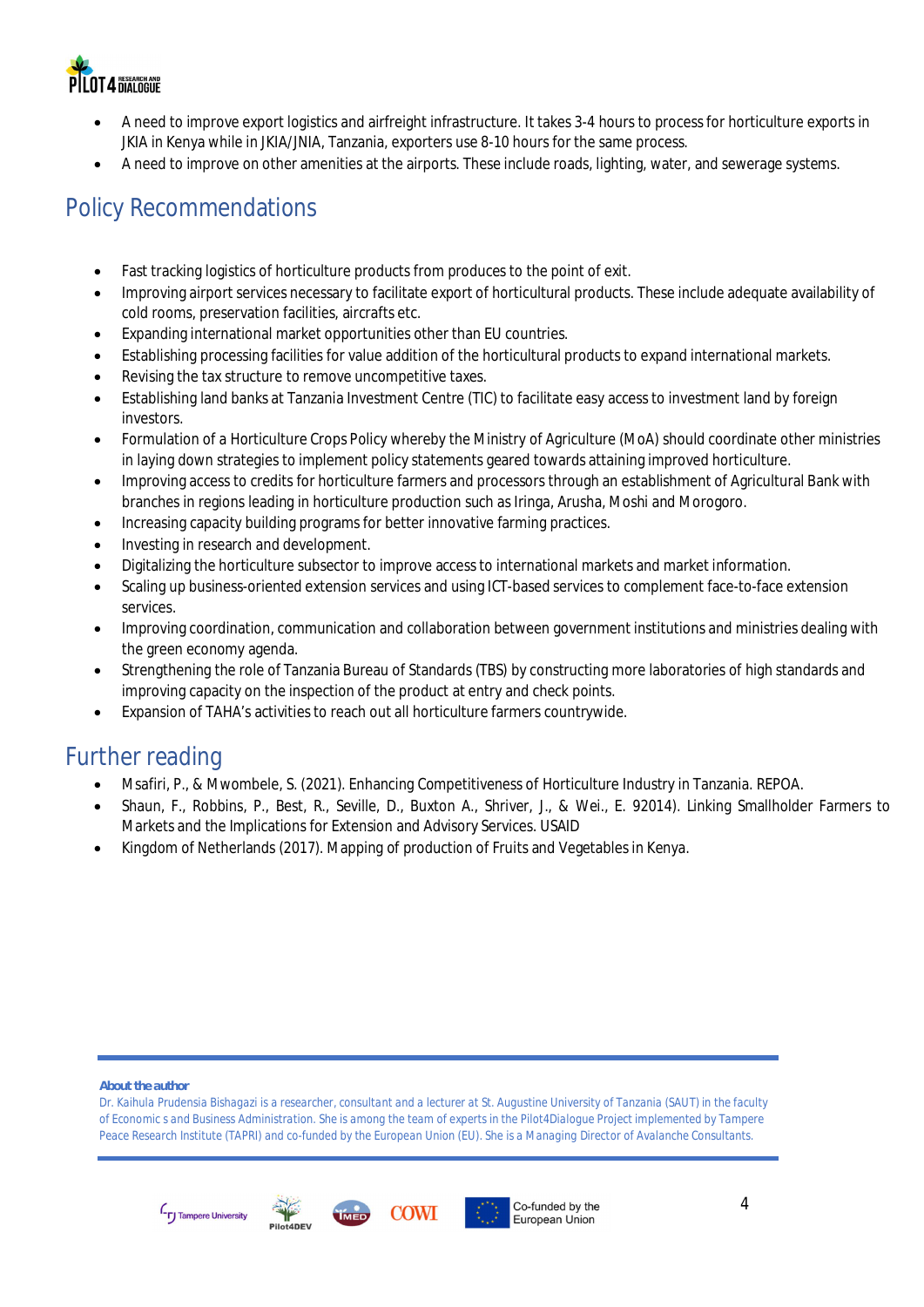- A need to improve export logistics and airfreight infrastructure. It takes 3-4 hours to process for horticulture exports in JKIA in Kenya while in JKIA/JNIA, Tanzania, exporters use 8-10 hours for the same process.
- A need to improve on other amenities at the airports. These include roads, lighting, water, and sewerage systems.

## Policy Recommendations

- Fast tracking logistics of horticulture products from produces to the point of exit.
- Improving airport services necessary to facilitate export of horticultural products. These include adequate availability of cold rooms, preservation facilities, aircrafts etc.
- Expanding international market opportunities other than EU countries.
- Establishing processing facilities for value addition of the horticultural products to expand international markets.
- Revising the tax structure to remove uncompetitive taxes.
- Establishing land banks at Tanzania Investment Centre (TIC) to facilitate easy access to investment land by foreign investors.
- Formulation of a Horticulture Crops Policy whereby the Ministry of Agriculture (MoA) should coordinate other ministries in laying down strategies to implement policy statements geared towards attaining improved horticulture.
- Improving access to credits for horticulture farmers and processors through an establishment of Agricultural Bank with branches in regions leading in horticulture production such as Iringa, Arusha, Moshi and Morogoro.
- Increasing capacity building programs for better innovative farming practices.
- Investing in research and development.
- Digitalizing the horticulture subsector to improve access to international markets and market information.
- Scaling up business-oriented extension services and using ICT-based services to complement face-to-face extension services.
- Improving coordination, communication and collaboration between government institutions and ministries dealing with the green economy agenda.
- Strengthening the role of Tanzania Bureau of Standards (TBS) by constructing more laboratories of high standards and improving capacity on the inspection of the product at entry and check points.
- Expansion of TAHA's activities to reach out all horticulture farmers countrywide.

## Further reading

- Msafiri, P., & Mwombele, S. (2021). Enhancing Competitiveness of Horticulture Industry in Tanzania. REPOA.
- Shaun, F., Robbins, P., Best, R., Seville, D., Buxton A., Shriver, J., & Wei., E. 92014). Linking Smallholder Farmers to Markets and the Implications for Extension and Advisory Services. USAID
- Kingdom of Netherlands (2017). Mapping of production of Fruits and Vegetables in Kenya.

**About the author**

Dr. Kaihula Prudensia Bishagazi is a researcher, consultant and a lecturer at St. Augustine University of Tanzania (SAUT) in the faculty of Economic s and Business Administration. She is among the team of experts in the Pilot4Dialogue Project implemented by Tampere Peace Research Institute (TAPRI) and co-funded by the European Union (EU). She is a Managing Director of Avalanche Consultants.

Co-funded by the European Union